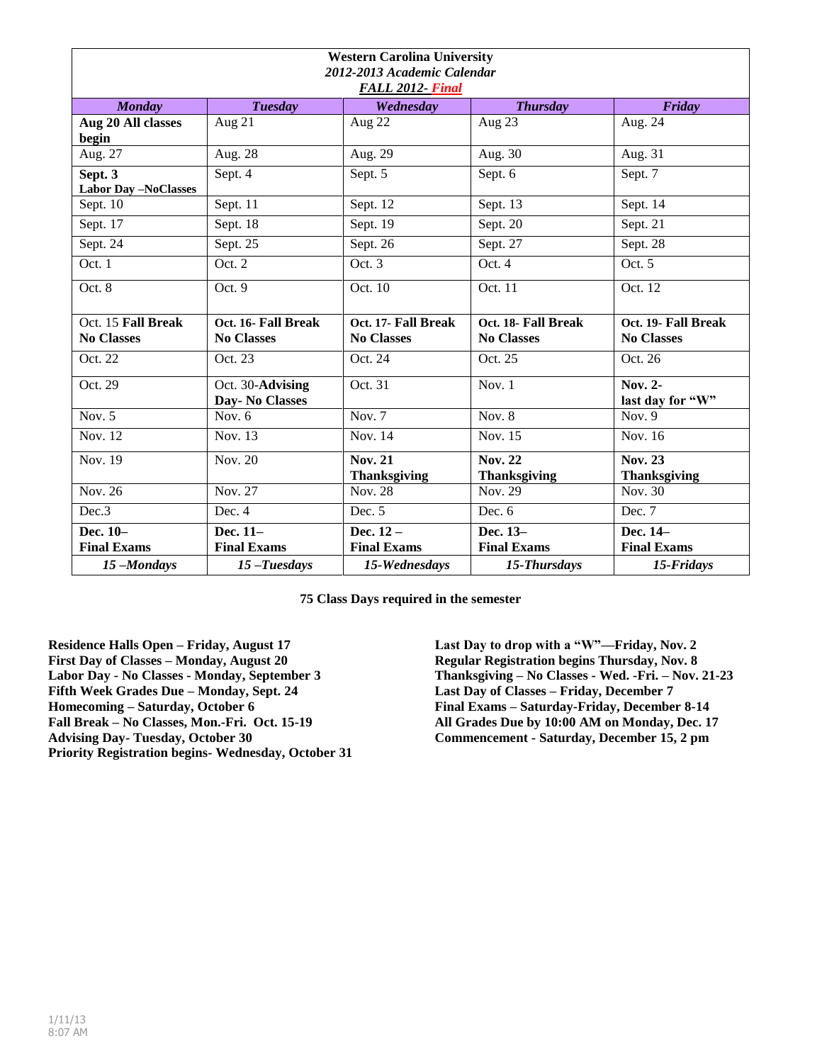**Western Carolina University**
***2012-2013 Academic Calendar***
***FALL 2012- Final***

| ***Monday*** | ***Tuesday*** | ***Wednesday*** | ***Thursday*** | ***Friday*** |
|---|---|---|---|---|
| **Aug 20 All classes begin** | Aug 21 | Aug 22 | Aug 23 | Aug. 24 |
| Aug. 27 | Aug. 28 | Aug. 29 | Aug. 30 | Aug. 31 |
| **Sept. 3 Labor Day –NoClasses** | Sept. 4 | Sept. 5 | Sept. 6 | Sept. 7 |
| Sept. 10 | Sept. 11 | Sept. 12 | Sept. 13 | Sept. 14 |
| Sept. 17 | Sept. 18 | Sept. 19 | Sept. 20 | Sept. 21 |
| Sept. 24 | Sept. 25 | Sept. 26 | Sept. 27 | Sept. 28 |
| Oct. 1 | Oct. 2 | Oct. 3 | Oct. 4 | Oct. 5 |
| Oct. 8 | Oct. 9 | Oct. 10 | Oct. 11 | Oct. 12 |
| Oct. 15 **Fall Break No Classes** | **Oct. 16- Fall Break No Classes** | **Oct. 17- Fall Break No Classes** | **Oct. 18- Fall Break No Classes** | **Oct. 19- Fall Break No Classes** |
| Oct. 22 | Oct. 23 | Oct. 24 | Oct. 25 | Oct. 26 |
| Oct. 29 | Oct. 30-**Advising Day- No Classes** | Oct. 31 | Nov. 1 | **Nov. 2- last day for "W"** |
| Nov. 5 | Nov. 6 | Nov. 7 | Nov. 8 | Nov. 9 |
| Nov. 12 | Nov. 13 | Nov. 14 | Nov. 15 | Nov. 16 |
| Nov. 19 | Nov. 20 | **Nov. 21 Thanksgiving** | **Nov. 22 Thanksgiving** | **Nov. 23 Thanksgiving** |
| Nov. 26 | Nov. 27 | Nov. 28 | Nov. 29 | Nov. 30 |
| Dec.3 | Dec. 4 | Dec. 5 | Dec. 6 | Dec. 7 |
| **Dec. 10– Final Exams** | **Dec. 11– Final Exams** | **Dec. 12 – Final Exams** | **Dec. 13– Final Exams** | **Dec. 14– Final Exams** |
| ***15 –Mondays*** | ***15 –Tuesdays*** | ***15-Wednesdays*** | ***15-Thursdays*** | ***15-Fridays*** |

**75 Class Days required in the semester**

**Residence Halls Open – Friday, August 17**
**First Day of Classes – Monday, August 20**
**Labor Day - No Classes - Monday, September 3**
**Fifth Week Grades Due – Monday, Sept. 24**
**Homecoming – Saturday, October 6**
**Fall Break – No Classes, Mon.-Fri. Oct. 15-19**
**Advising Day- Tuesday, October 30**
**Priority Registration begins- Wednesday, October 31**

**Last Day to drop with a "W"—Friday, Nov. 2**
**Regular Registration begins Thursday, Nov. 8**
**Thanksgiving – No Classes - Wed. -Fri. – Nov. 21-23**
**Last Day of Classes – Friday, December 7**
**Final Exams – Saturday-Friday, December 8-14**
**All Grades Due by 10:00 AM on Monday, Dec. 17**
**Commencement - Saturday, December 15, 2 pm**

1/11/13
8:07 AM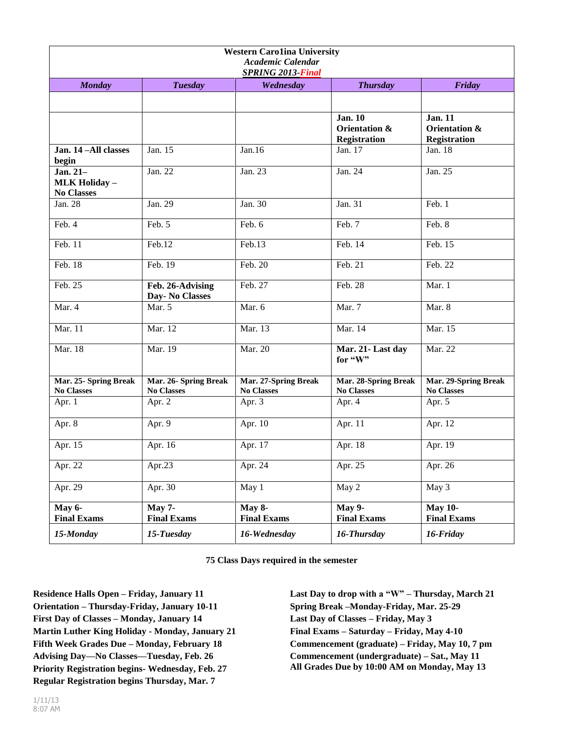**Western Caro1ina University**
***Academic Calendar***
***SPRING 2013-Final***

| *Monday* | *Tuesday* | *Wednesday* | *Thursday* | *Friday* |
|---|---|---|---|---|
| | | | | |
| | | | **Jan. 10 Orientation & Registration** | **Jan. 11 Orientation & Registration** |
| **Jan. 14 –All classes begin** | Jan. 15 | Jan.16 | Jan. 17 | Jan. 18 |
| **Jan. 21– MLK Holiday – No Classes** | Jan. 22 | Jan. 23 | Jan. 24 | Jan. 25 |
| Jan. 28 | Jan. 29 | Jan. 30 | Jan. 31 | Feb. 1 |
| Feb. 4 | Feb. 5 | Feb. 6 | Feb. 7 | Feb. 8 |
| Feb. 11 | Feb.12 | Feb.13 | Feb. 14 | Feb. 15 |
| Feb. 18 | Feb. 19 | Feb. 20 | Feb. 21 | Feb. 22 |
| Feb. 25 | **Feb. 26-Advising Day- No Classes** | Feb. 27 | Feb. 28 | Mar. 1 |
| Mar. 4 | Mar. 5 | Mar. 6 | Mar. 7 | Mar. 8 |
| Mar. 11 | Mar. 12 | Mar. 13 | Mar. 14 | Mar. 15 |
| Mar. 18 | Mar. 19 | Mar. 20 | **Mar. 21- Last day for "W"** | Mar. 22 |
| **Mar. 25- Spring Break No Classes** | **Mar. 26- Spring Break No Classes** | **Mar. 27-Spring Break No Classes** | **Mar. 28-Spring Break No Classes** | **Mar. 29-Spring Break No Classes** |
| Apr. 1 | Apr. 2 | Apr. 3 | Apr. 4 | Apr. 5 |
| Apr. 8 | Apr. 9 | Apr. 10 | Apr. 11 | Apr. 12 |
| Apr. 15 | Apr. 16 | Apr. 17 | Apr. 18 | Apr. 19 |
| Apr. 22 | Apr.23 | Apr. 24 | Apr. 25 | Apr. 26 |
| Apr. 29 | Apr. 30 | May 1 | May 2 | May 3 |
| **May 6- Final Exams** | **May 7- Final Exams** | **May 8- Final Exams** | **May 9- Final Exams** | **May 10- Final Exams** |
| ***15-Monday*** | ***15-Tuesday*** | ***16-Wednesday*** | ***16-Thursday*** | ***16-Friday*** |

**75 Class Days required in the semester**

**Residence Halls Open – Friday, January 11**
**Orientation – Thursday-Friday, January 10-11**
**First Day of Classes – Monday, January 14**
**Martin Luther King Holiday - Monday, January 21**
**Fifth Week Grades Due – Monday, February 18**
**Advising Day—No Classes—Tuesday, Feb. 26**
**Priority Registration begins- Wednesday, Feb. 27**
**Regular Registration begins Thursday, Mar. 7**

**Last Day to drop with a "W" – Thursday, March 21**
**Spring Break –Monday-Friday, Mar. 25-29**
**Last Day of Classes – Friday, May 3**
**Final Exams – Saturday – Friday, May 4-10**
**Commencement (graduate) – Friday, May 10, 7 pm**
**Commencement (undergraduate) – Sat., May 11**
**All Grades Due by 10:00 AM on Monday, May 13**

1/11/13
8:07 AM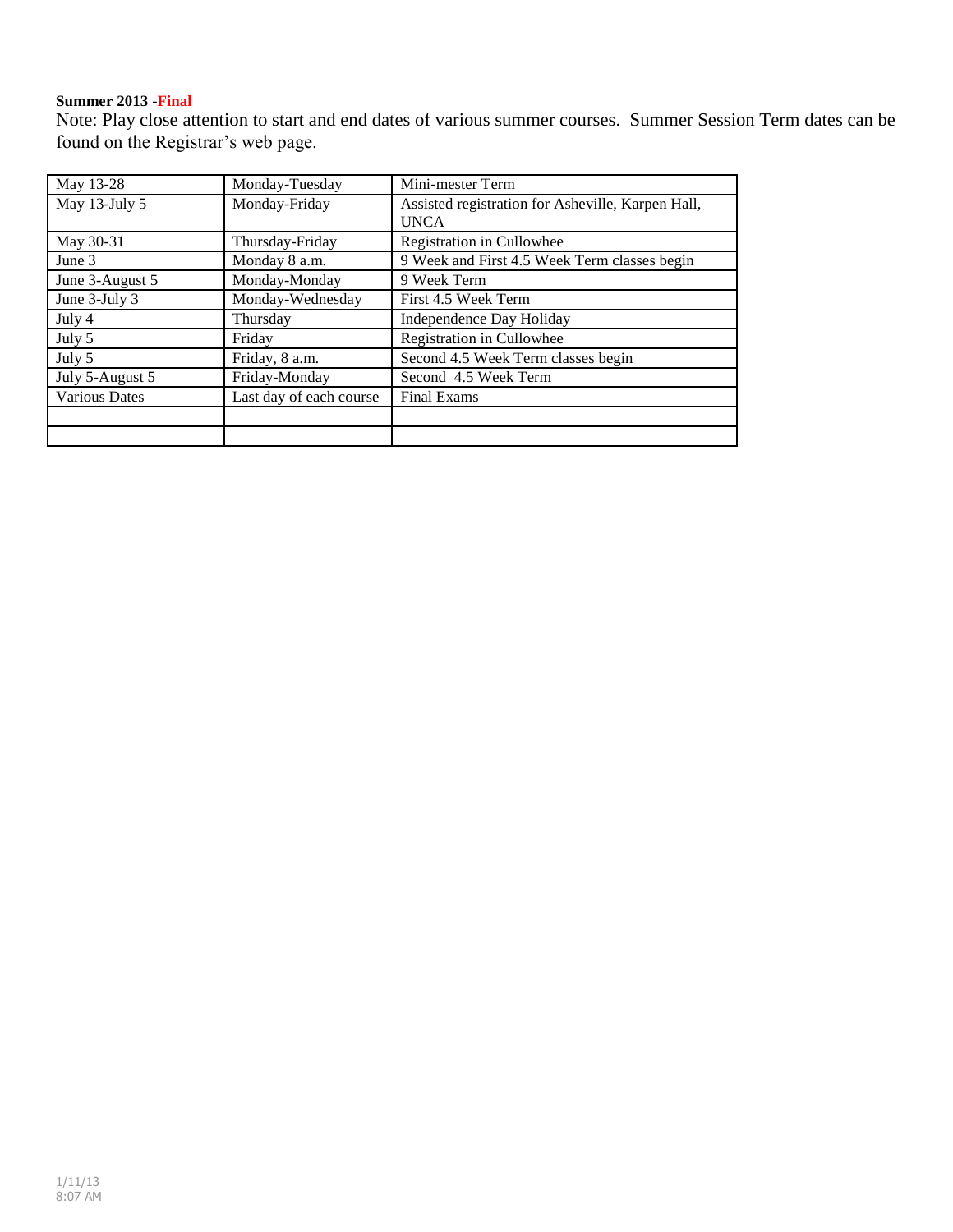**Summer 2013 -Final**

Note: Play close attention to start and end dates of various summer courses. Summer Session Term dates can be found on the Registrar's web page.

| | | |
|---|---|---|
| May 13-28 | Monday-Tuesday | Mini-mester Term |
| May 13-July 5 | Monday-Friday | Assisted registration for Asheville, Karpen Hall, UNCA |
| May 30-31 | Thursday-Friday | Registration in Cullowhee |
| June 3 | Monday 8 a.m. | 9 Week and First 4.5 Week Term classes begin |
| June 3-August 5 | Monday-Monday | 9 Week Term |
| June 3-July 3 | Monday-Wednesday | First 4.5 Week Term |
| July 4 | Thursday | Independence Day Holiday |
| July 5 | Friday | Registration in Cullowhee |
| July 5 | Friday, 8 a.m. | Second 4.5 Week Term classes begin |
| July 5-August 5 | Friday-Monday | Second 4.5 Week Term |
| Various Dates | Last day of each course | Final Exams |
| | | |
| | | |

1/11/13
8:07 AM